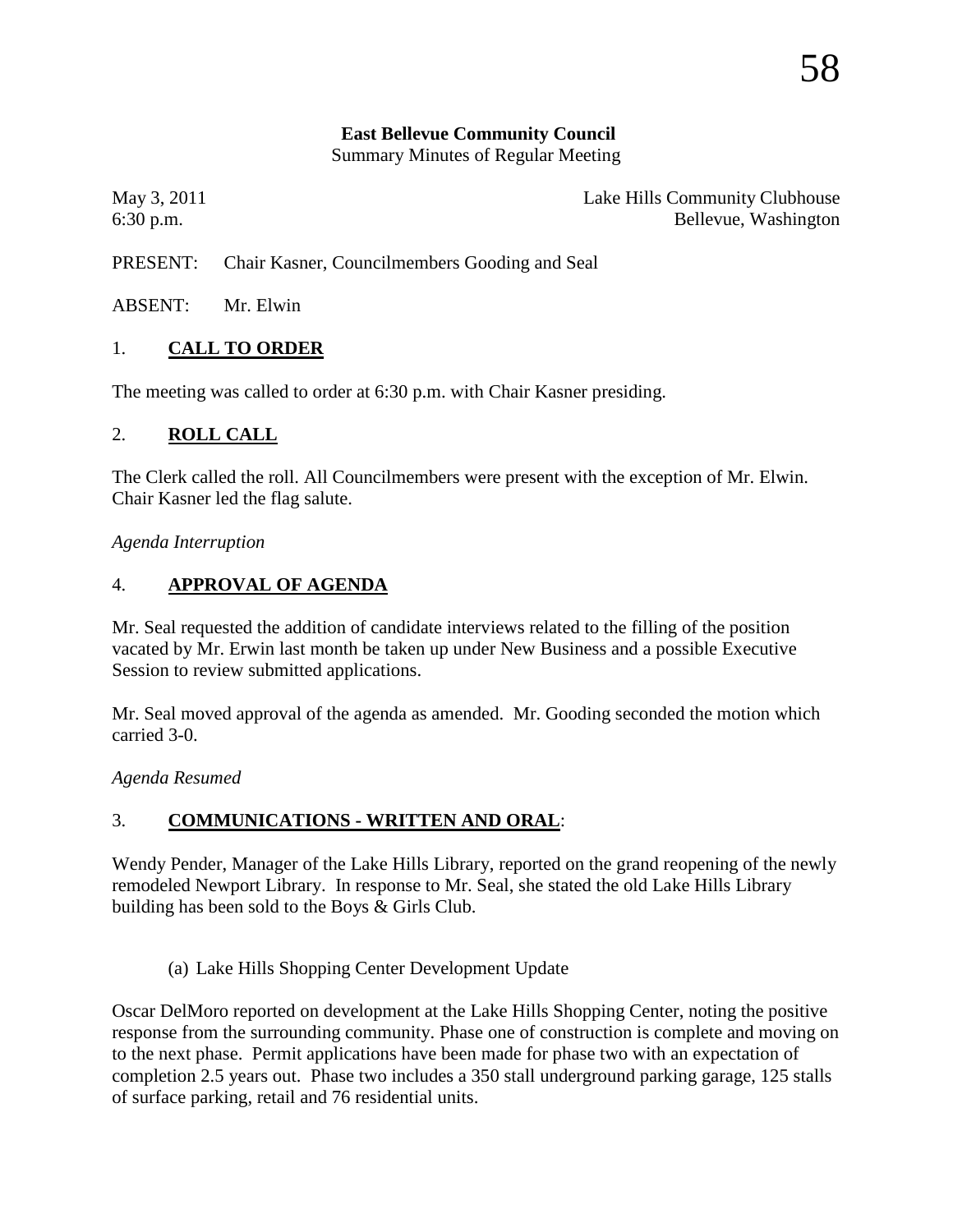**East Bellevue Community Council**
Summary Minutes of Regular Meeting

May 3, 2011 — Lake Hills Community Clubhouse
6:30 p.m. — Bellevue, Washington

PRESENT: Chair Kasner, Councilmembers Gooding and Seal

ABSENT: Mr. Elwin

## 1. CALL TO ORDER

The meeting was called to order at 6:30 p.m. with Chair Kasner presiding.

## 2. ROLL CALL

The Clerk called the roll. All Councilmembers were present with the exception of Mr. Elwin. Chair Kasner led the flag salute.

*Agenda Interruption*

## 4. APPROVAL OF AGENDA

Mr. Seal requested the addition of candidate interviews related to the filling of the position vacated by Mr. Erwin last month be taken up under New Business and a possible Executive Session to review submitted applications.

Mr. Seal moved approval of the agenda as amended. Mr. Gooding seconded the motion which carried 3-0.

*Agenda Resumed*

## 3. COMMUNICATIONS - WRITTEN AND ORAL:

Wendy Pender, Manager of the Lake Hills Library, reported on the grand reopening of the newly remodeled Newport Library. In response to Mr. Seal, she stated the old Lake Hills Library building has been sold to the Boys & Girls Club.

(a) Lake Hills Shopping Center Development Update

Oscar DelMoro reported on development at the Lake Hills Shopping Center, noting the positive response from the surrounding community. Phase one of construction is complete and moving on to the next phase. Permit applications have been made for phase two with an expectation of completion 2.5 years out. Phase two includes a 350 stall underground parking garage, 125 stalls of surface parking, retail and 76 residential units.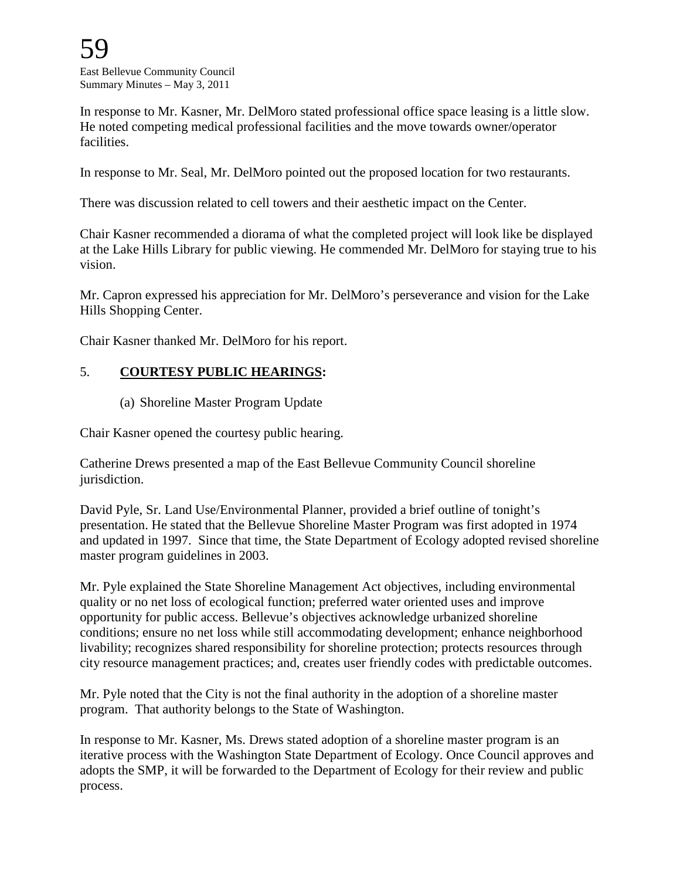In response to Mr. Kasner, Mr. DelMoro stated professional office space leasing is a little slow. He noted competing medical professional facilities and the move towards owner/operator facilities.

In response to Mr. Seal, Mr. DelMoro pointed out the proposed location for two restaurants.

There was discussion related to cell towers and their aesthetic impact on the Center.

Chair Kasner recommended a diorama of what the completed project will look like be displayed at the Lake Hills Library for public viewing. He commended Mr. DelMoro for staying true to his vision.

Mr. Capron expressed his appreciation for Mr. DelMoro's perseverance and vision for the Lake Hills Shopping Center.

Chair Kasner thanked Mr. DelMoro for his report.

5. **COURTESY PUBLIC HEARINGS:**

(a) Shoreline Master Program Update

Chair Kasner opened the courtesy public hearing.

Catherine Drews presented a map of the East Bellevue Community Council shoreline jurisdiction.

David Pyle, Sr. Land Use/Environmental Planner, provided a brief outline of tonight's presentation. He stated that the Bellevue Shoreline Master Program was first adopted in 1974 and updated in 1997. Since that time, the State Department of Ecology adopted revised shoreline master program guidelines in 2003.

Mr. Pyle explained the State Shoreline Management Act objectives, including environmental quality or no net loss of ecological function; preferred water oriented uses and improve opportunity for public access. Bellevue's objectives acknowledge urbanized shoreline conditions; ensure no net loss while still accommodating development; enhance neighborhood livability; recognizes shared responsibility for shoreline protection; protects resources through city resource management practices; and, creates user friendly codes with predictable outcomes.

Mr. Pyle noted that the City is not the final authority in the adoption of a shoreline master program. That authority belongs to the State of Washington.

In response to Mr. Kasner, Ms. Drews stated adoption of a shoreline master program is an iterative process with the Washington State Department of Ecology. Once Council approves and adopts the SMP, it will be forwarded to the Department of Ecology for their review and public process.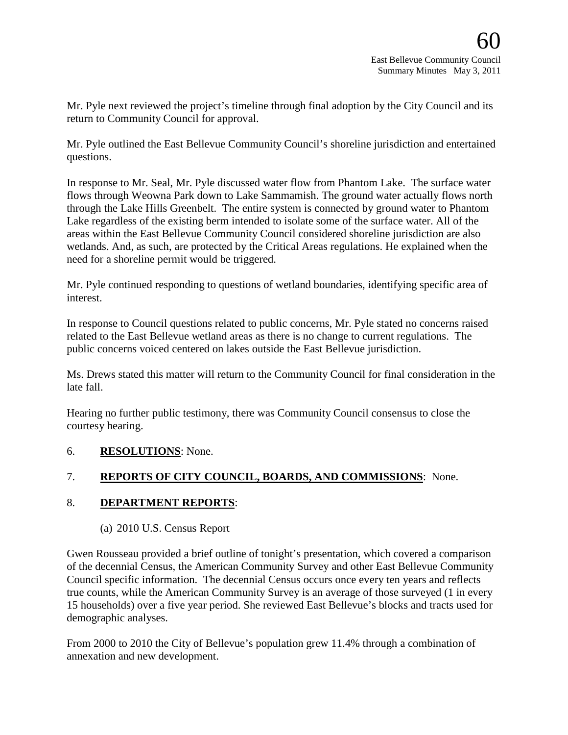Mr. Pyle next reviewed the project's timeline through final adoption by the City Council and its return to Community Council for approval.

Mr. Pyle outlined the East Bellevue Community Council's shoreline jurisdiction and entertained questions.

In response to Mr. Seal, Mr. Pyle discussed water flow from Phantom Lake. The surface water flows through Weowna Park down to Lake Sammamish. The ground water actually flows north through the Lake Hills Greenbelt. The entire system is connected by ground water to Phantom Lake regardless of the existing berm intended to isolate some of the surface water. All of the areas within the East Bellevue Community Council considered shoreline jurisdiction are also wetlands. And, as such, are protected by the Critical Areas regulations. He explained when the need for a shoreline permit would be triggered.

Mr. Pyle continued responding to questions of wetland boundaries, identifying specific area of interest.

In response to Council questions related to public concerns, Mr. Pyle stated no concerns raised related to the East Bellevue wetland areas as there is no change to current regulations. The public concerns voiced centered on lakes outside the East Bellevue jurisdiction.

Ms. Drews stated this matter will return to the Community Council for final consideration in the late fall.

Hearing no further public testimony, there was Community Council consensus to close the courtesy hearing.

6. **RESOLUTIONS**: None.

7. **REPORTS OF CITY COUNCIL, BOARDS, AND COMMISSIONS**: None.

8. **DEPARTMENT REPORTS**:

   (a) 2010 U.S. Census Report

Gwen Rousseau provided a brief outline of tonight's presentation, which covered a comparison of the decennial Census, the American Community Survey and other East Bellevue Community Council specific information. The decennial Census occurs once every ten years and reflects true counts, while the American Community Survey is an average of those surveyed (1 in every 15 households) over a five year period. She reviewed East Bellevue's blocks and tracts used for demographic analyses.

From 2000 to 2010 the City of Bellevue's population grew 11.4% through a combination of annexation and new development.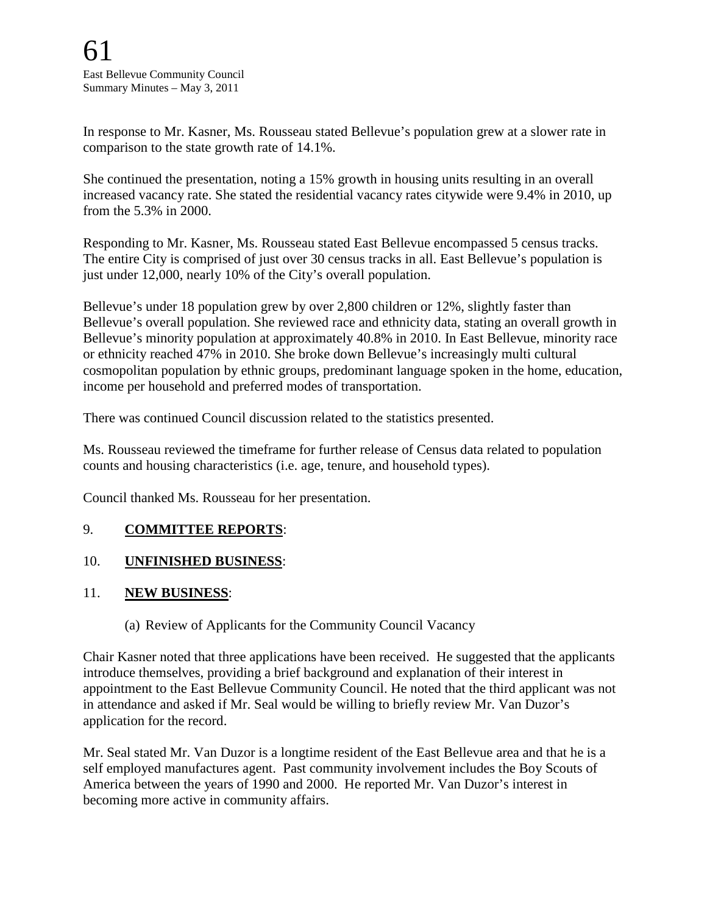In response to Mr. Kasner, Ms. Rousseau stated Bellevue's population grew at a slower rate in comparison to the state growth rate of 14.1%.

She continued the presentation, noting a 15% growth in housing units resulting in an overall increased vacancy rate. She stated the residential vacancy rates citywide were 9.4% in 2010, up from the 5.3% in 2000.

Responding to Mr. Kasner, Ms. Rousseau stated East Bellevue encompassed 5 census tracks. The entire City is comprised of just over 30 census tracks in all. East Bellevue's population is just under 12,000, nearly 10% of the City's overall population.

Bellevue's under 18 population grew by over 2,800 children or 12%, slightly faster than Bellevue's overall population. She reviewed race and ethnicity data, stating an overall growth in Bellevue's minority population at approximately 40.8% in 2010. In East Bellevue, minority race or ethnicity reached 47% in 2010. She broke down Bellevue's increasingly multi cultural cosmopolitan population by ethnic groups, predominant language spoken in the home, education, income per household and preferred modes of transportation.

There was continued Council discussion related to the statistics presented.

Ms. Rousseau reviewed the timeframe for further release of Census data related to population counts and housing characteristics (i.e. age, tenure, and household types).

Council thanked Ms. Rousseau for her presentation.

9. **COMMITTEE REPORTS**:

10. **UNFINISHED BUSINESS**:

11. **NEW BUSINESS**:

(a) Review of Applicants for the Community Council Vacancy

Chair Kasner noted that three applications have been received. He suggested that the applicants introduce themselves, providing a brief background and explanation of their interest in appointment to the East Bellevue Community Council. He noted that the third applicant was not in attendance and asked if Mr. Seal would be willing to briefly review Mr. Van Duzor's application for the record.

Mr. Seal stated Mr. Van Duzor is a longtime resident of the East Bellevue area and that he is a self employed manufactures agent. Past community involvement includes the Boy Scouts of America between the years of 1990 and 2000. He reported Mr. Van Duzor's interest in becoming more active in community affairs.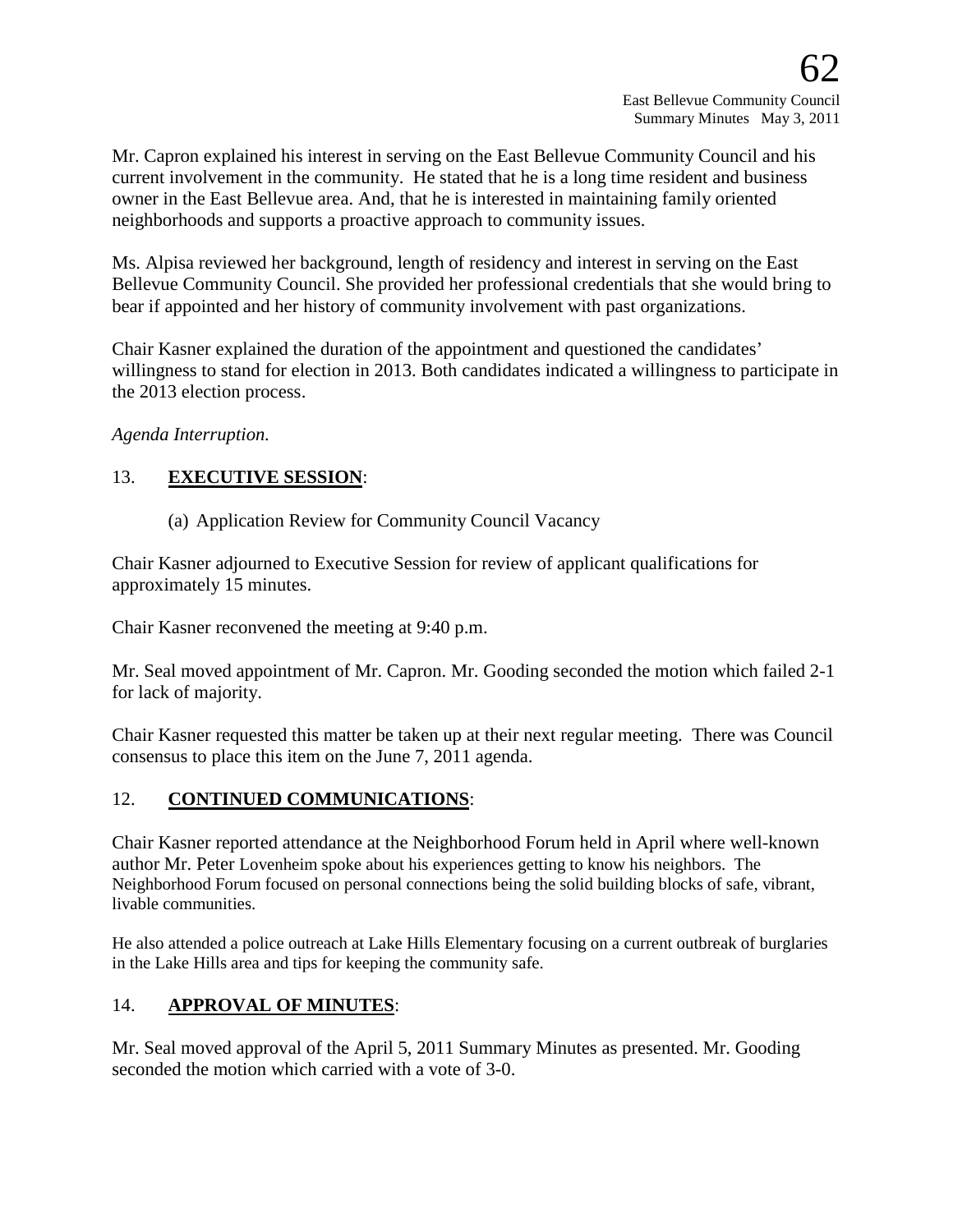Mr. Capron explained his interest in serving on the East Bellevue Community Council and his current involvement in the community. He stated that he is a long time resident and business owner in the East Bellevue area. And, that he is interested in maintaining family oriented neighborhoods and supports a proactive approach to community issues.

Ms. Alpisa reviewed her background, length of residency and interest in serving on the East Bellevue Community Council. She provided her professional credentials that she would bring to bear if appointed and her history of community involvement with past organizations.

Chair Kasner explained the duration of the appointment and questioned the candidates' willingness to stand for election in 2013. Both candidates indicated a willingness to participate in the 2013 election process.

*Agenda Interruption.*

13. **EXECUTIVE SESSION**:

    (a) Application Review for Community Council Vacancy

Chair Kasner adjourned to Executive Session for review of applicant qualifications for approximately 15 minutes.

Chair Kasner reconvened the meeting at 9:40 p.m.

Mr. Seal moved appointment of Mr. Capron. Mr. Gooding seconded the motion which failed 2-1 for lack of majority.

Chair Kasner requested this matter be taken up at their next regular meeting. There was Council consensus to place this item on the June 7, 2011 agenda.

12. **CONTINUED COMMUNICATIONS**:

Chair Kasner reported attendance at the Neighborhood Forum held in April where well-known author Mr. Peter Lovenheim spoke about his experiences getting to know his neighbors. The Neighborhood Forum focused on personal connections being the solid building blocks of safe, vibrant, livable communities.

He also attended a police outreach at Lake Hills Elementary focusing on a current outbreak of burglaries in the Lake Hills area and tips for keeping the community safe.

14. **APPROVAL OF MINUTES**:

Mr. Seal moved approval of the April 5, 2011 Summary Minutes as presented. Mr. Gooding seconded the motion which carried with a vote of 3-0.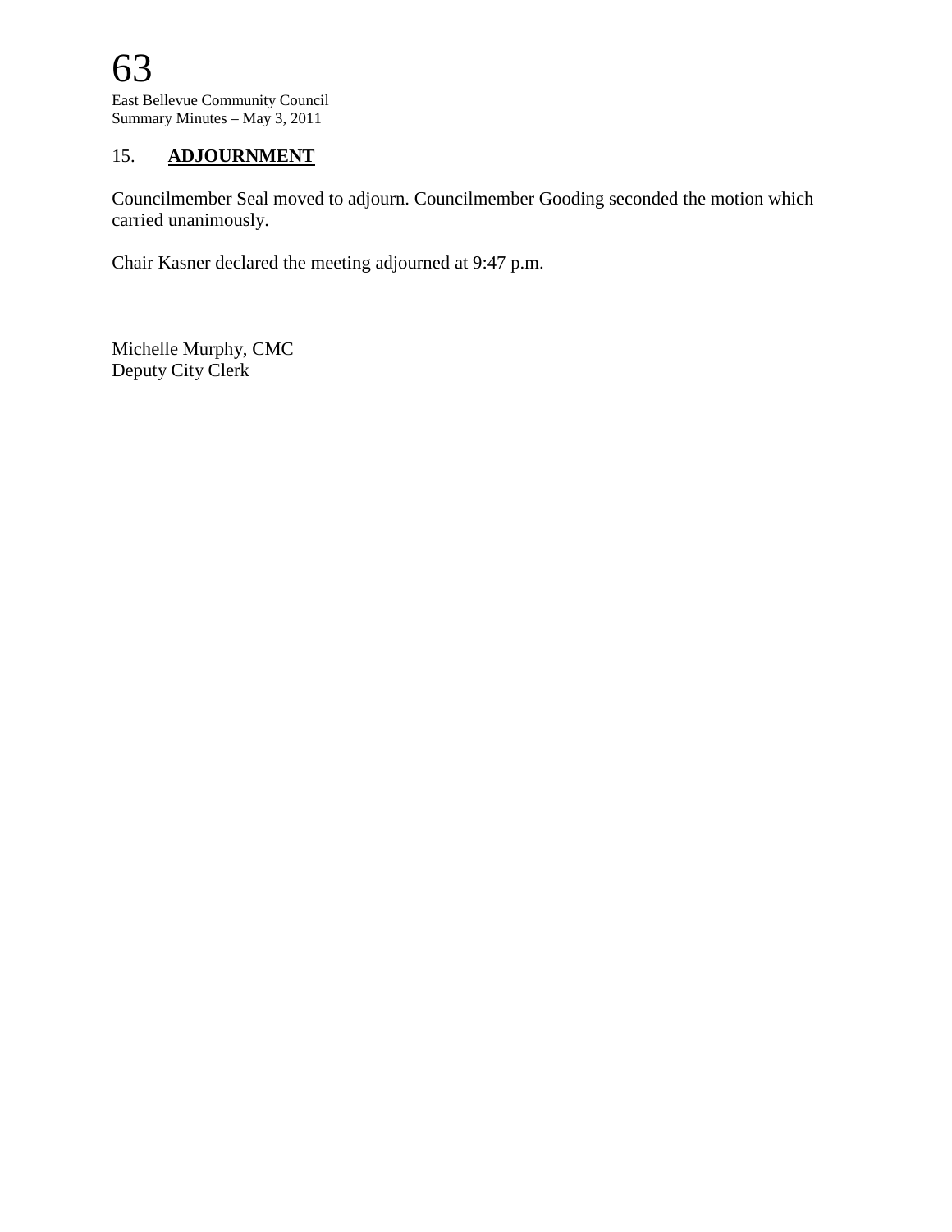## 15. **ADJOURNMENT**

Councilmember Seal moved to adjourn. Councilmember Gooding seconded the motion which carried unanimously.

Chair Kasner declared the meeting adjourned at 9:47 p.m.

Michelle Murphy, CMC
Deputy City Clerk